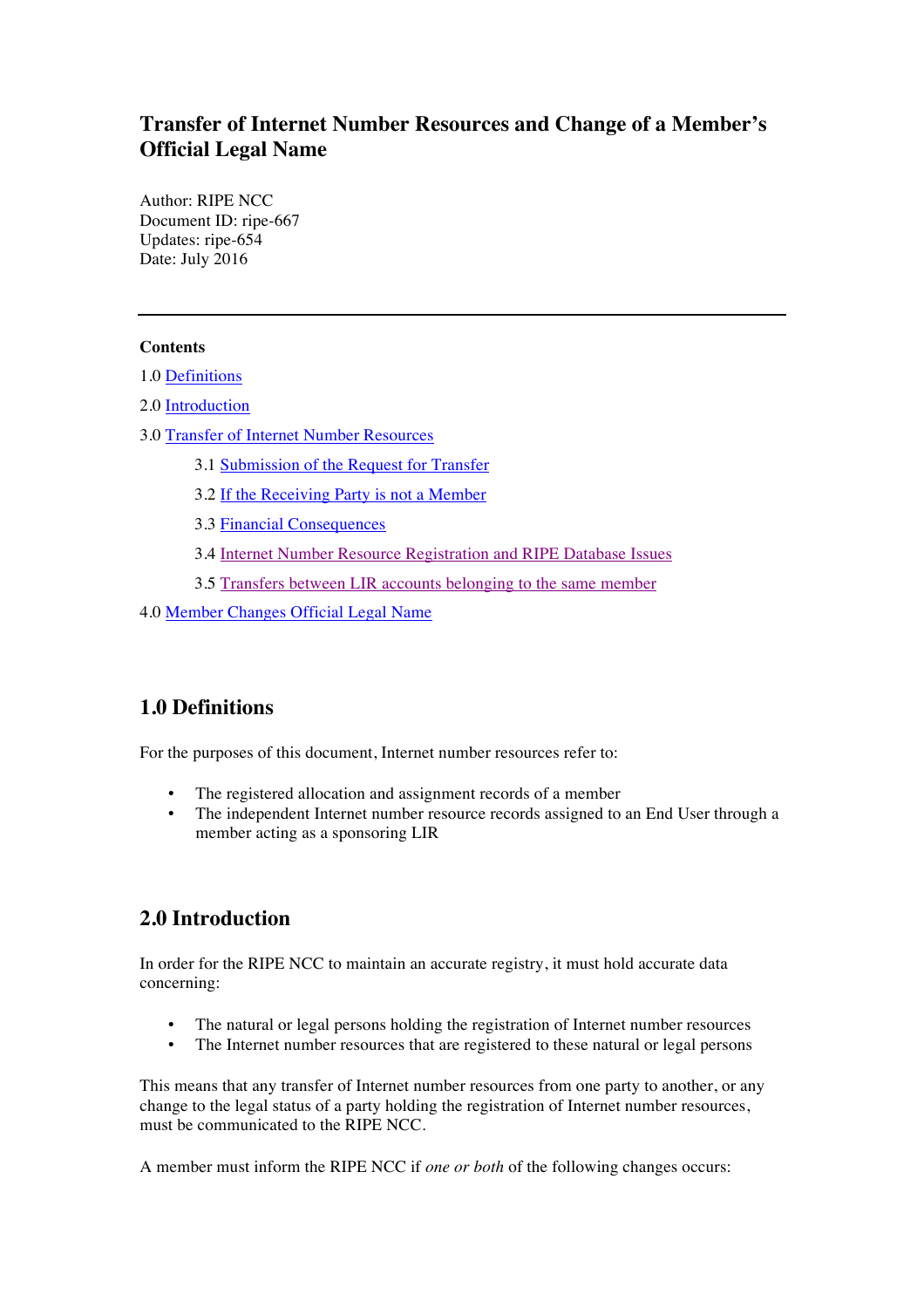# Transfer of Internet Number Resources and Change of a Member's Official Legal Name

Author: RIPE NCC
Document ID: ripe-667
Updates: ripe-654
Date: July 2016

---

**Contents**

1.0 Definitions

2.0 Introduction

3.0 Transfer of Internet Number Resources

- 3.1 Submission of the Request for Transfer
- 3.2 If the Receiving Party is not a Member
- 3.3 Financial Consequences
- 3.4 Internet Number Resource Registration and RIPE Database Issues
- 3.5 Transfers between LIR accounts belonging to the same member

4.0 Member Changes Official Legal Name

## 1.0 Definitions

For the purposes of this document, Internet number resources refer to:

- The registered allocation and assignment records of a member
- The independent Internet number resource records assigned to an End User through a member acting as a sponsoring LIR

## 2.0 Introduction

In order for the RIPE NCC to maintain an accurate registry, it must hold accurate data concerning:

- The natural or legal persons holding the registration of Internet number resources
- The Internet number resources that are registered to these natural or legal persons

This means that any transfer of Internet number resources from one party to another, or any change to the legal status of a party holding the registration of Internet number resources, must be communicated to the RIPE NCC.

A member must inform the RIPE NCC if *one or both* of the following changes occurs: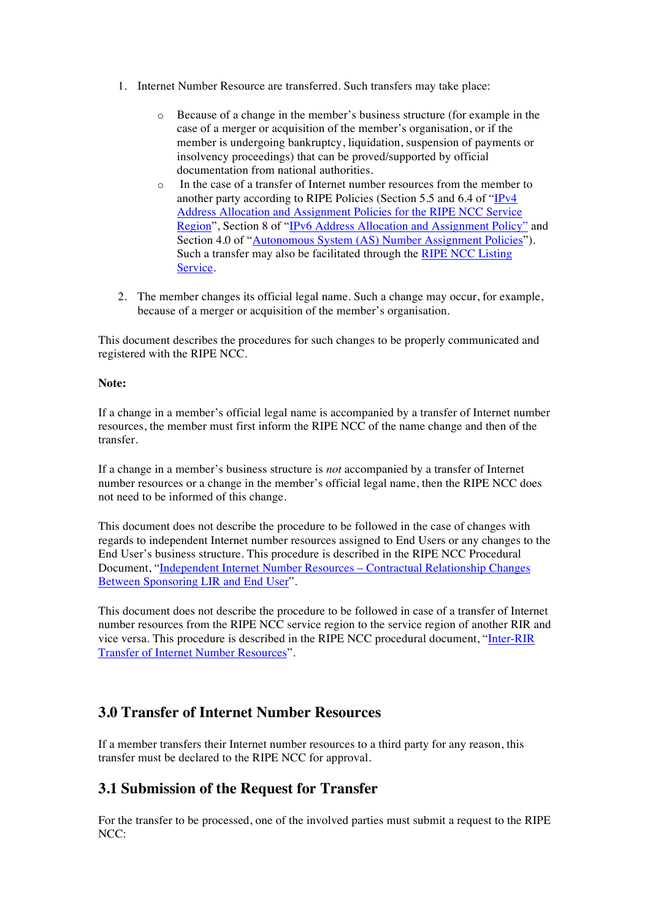1. Internet Number Resource are transferred. Such transfers may take place:

   - Because of a change in the member's business structure (for example in the case of a merger or acquisition of the member's organisation, or if the member is undergoing bankruptcy, liquidation, suspension of payments or insolvency proceedings) that can be proved/supported by official documentation from national authorities.
   - In the case of a transfer of Internet number resources from the member to another party according to RIPE Policies (Section 5.5 and 6.4 of "IPv4 Address Allocation and Assignment Policies for the RIPE NCC Service Region", Section 8 of "IPv6 Address Allocation and Assignment Policy" and Section 4.0 of "Autonomous System (AS) Number Assignment Policies"). Such a transfer may also be facilitated through the RIPE NCC Listing Service.

2. The member changes its official legal name. Such a change may occur, for example, because of a merger or acquisition of the member's organisation.

This document describes the procedures for such changes to be properly communicated and registered with the RIPE NCC.

**Note:**

If a change in a member's official legal name is accompanied by a transfer of Internet number resources, the member must first inform the RIPE NCC of the name change and then of the transfer.

If a change in a member's business structure is *not* accompanied by a transfer of Internet number resources or a change in the member's official legal name, then the RIPE NCC does not need to be informed of this change.

This document does not describe the procedure to be followed in the case of changes with regards to independent Internet number resources assigned to End Users or any changes to the End User's business structure. This procedure is described in the RIPE NCC Procedural Document, "Independent Internet Number Resources – Contractual Relationship Changes Between Sponsoring LIR and End User".

This document does not describe the procedure to be followed in case of a transfer of Internet number resources from the RIPE NCC service region to the service region of another RIR and vice versa. This procedure is described in the RIPE NCC procedural document, "Inter-RIR Transfer of Internet Number Resources".

## 3.0 Transfer of Internet Number Resources

If a member transfers their Internet number resources to a third party for any reason, this transfer must be declared to the RIPE NCC for approval.

## 3.1 Submission of the Request for Transfer

For the transfer to be processed, one of the involved parties must submit a request to the RIPE NCC: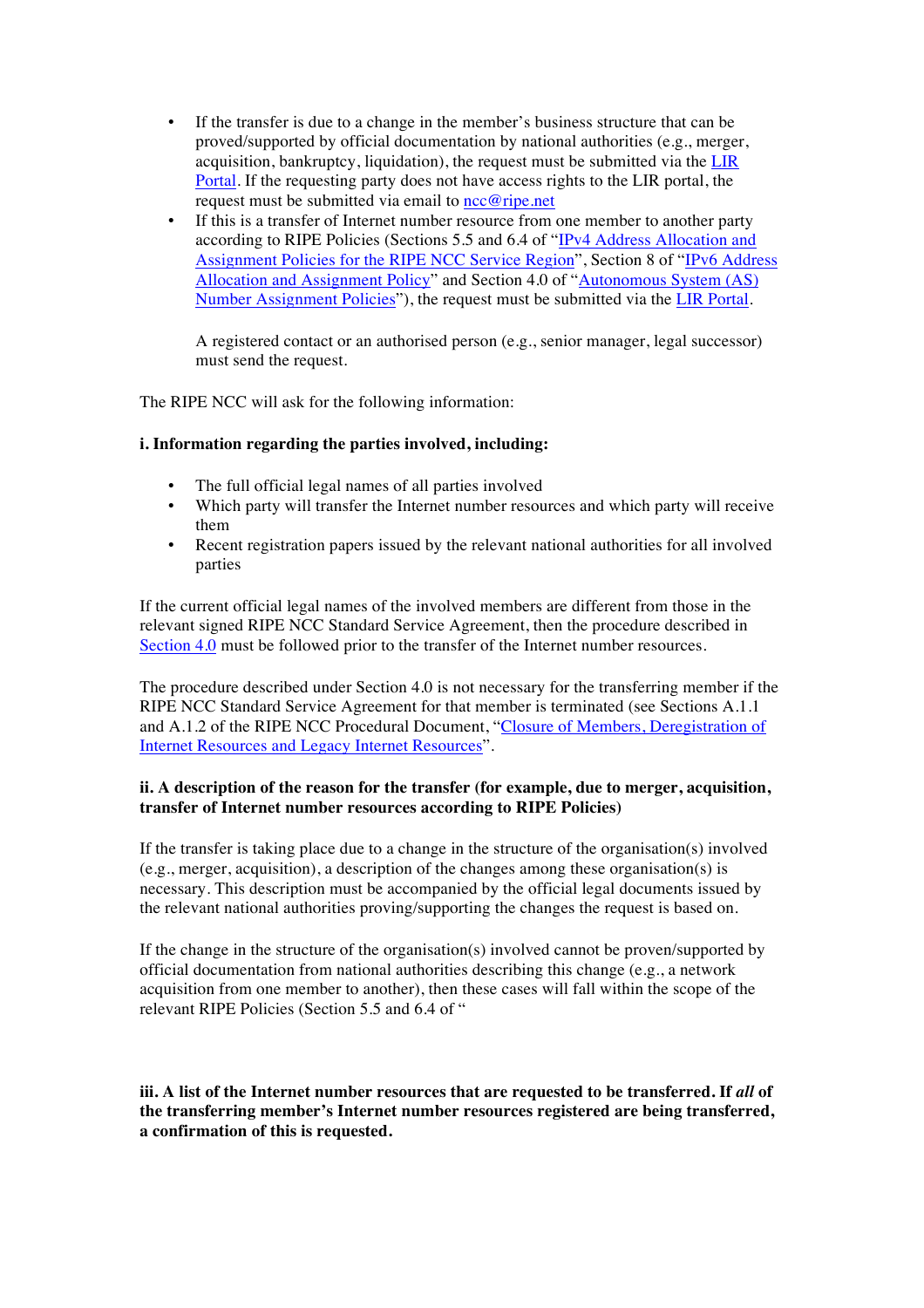- If the transfer is due to a change in the member's business structure that can be proved/supported by official documentation by national authorities (e.g., merger, acquisition, bankruptcy, liquidation), the request must be submitted via the LIR Portal. If the requesting party does not have access rights to the LIR portal, the request must be submitted via email to ncc@ripe.net
- If this is a transfer of Internet number resource from one member to another party according to RIPE Policies (Sections 5.5 and 6.4 of "IPv4 Address Allocation and Assignment Policies for the RIPE NCC Service Region", Section 8 of "IPv6 Address Allocation and Assignment Policy" and Section 4.0 of "Autonomous System (AS) Number Assignment Policies"), the request must be submitted via the LIR Portal.

  A registered contact or an authorised person (e.g., senior manager, legal successor) must send the request.

The RIPE NCC will ask for the following information:

**i. Information regarding the parties involved, including:**

- The full official legal names of all parties involved
- Which party will transfer the Internet number resources and which party will receive them
- Recent registration papers issued by the relevant national authorities for all involved parties

If the current official legal names of the involved members are different from those in the relevant signed RIPE NCC Standard Service Agreement, then the procedure described in Section 4.0 must be followed prior to the transfer of the Internet number resources.

The procedure described under Section 4.0 is not necessary for the transferring member if the RIPE NCC Standard Service Agreement for that member is terminated (see Sections A.1.1 and A.1.2 of the RIPE NCC Procedural Document, "Closure of Members, Deregistration of Internet Resources and Legacy Internet Resources".

**ii. A description of the reason for the transfer (for example, due to merger, acquisition, transfer of Internet number resources according to RIPE Policies)**

If the transfer is taking place due to a change in the structure of the organisation(s) involved (e.g., merger, acquisition), a description of the changes among these organisation(s) is necessary. This description must be accompanied by the official legal documents issued by the relevant national authorities proving/supporting the changes the request is based on.

If the change in the structure of the organisation(s) involved cannot be proven/supported by official documentation from national authorities describing this change (e.g., a network acquisition from one member to another), then these cases will fall within the scope of the relevant RIPE Policies (Section 5.5 and 6.4 of "

**iii. A list of the Internet number resources that are requested to be transferred. If *all* of the transferring member's Internet number resources registered are being transferred, a confirmation of this is requested.**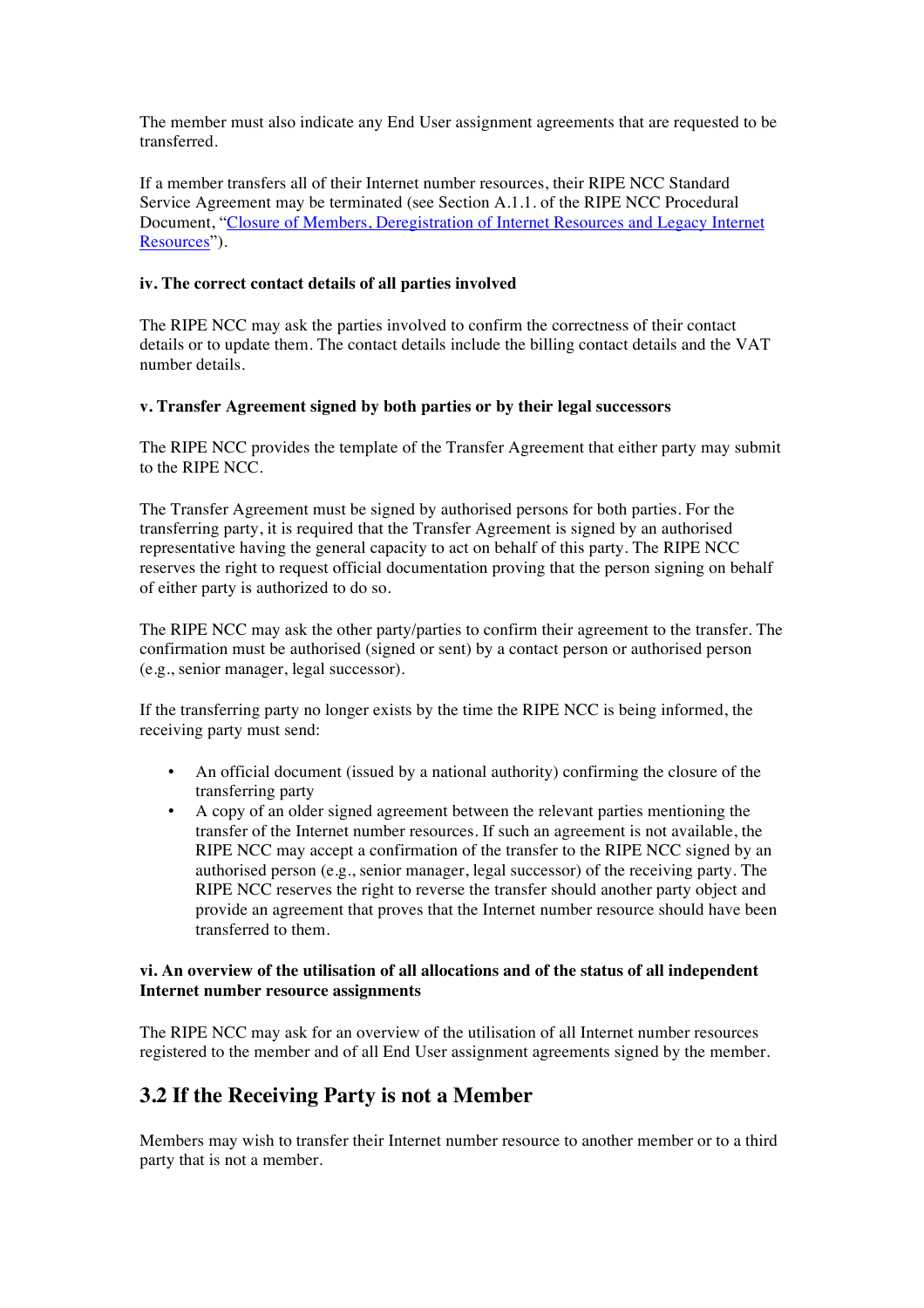The member must also indicate any End User assignment agreements that are requested to be transferred.

If a member transfers all of their Internet number resources, their RIPE NCC Standard Service Agreement may be terminated (see Section A.1.1. of the RIPE NCC Procedural Document, "[Closure of Members, Deregistration of Internet Resources and Legacy Internet Resources]()").

**iv. The correct contact details of all parties involved**

The RIPE NCC may ask the parties involved to confirm the correctness of their contact details or to update them. The contact details include the billing contact details and the VAT number details.

**v. Transfer Agreement signed by both parties or by their legal successors**

The RIPE NCC provides the template of the Transfer Agreement that either party may submit to the RIPE NCC.

The Transfer Agreement must be signed by authorised persons for both parties. For the transferring party, it is required that the Transfer Agreement is signed by an authorised representative having the general capacity to act on behalf of this party. The RIPE NCC reserves the right to request official documentation proving that the person signing on behalf of either party is authorized to do so.

The RIPE NCC may ask the other party/parties to confirm their agreement to the transfer. The confirmation must be authorised (signed or sent) by a contact person or authorised person (e.g., senior manager, legal successor).

If the transferring party no longer exists by the time the RIPE NCC is being informed, the receiving party must send:

- An official document (issued by a national authority) confirming the closure of the transferring party
- A copy of an older signed agreement between the relevant parties mentioning the transfer of the Internet number resources. If such an agreement is not available, the RIPE NCC may accept a confirmation of the transfer to the RIPE NCC signed by an authorised person (e.g., senior manager, legal successor) of the receiving party. The RIPE NCC reserves the right to reverse the transfer should another party object and provide an agreement that proves that the Internet number resource should have been transferred to them.

**vi. An overview of the utilisation of all allocations and of the status of all independent Internet number resource assignments**

The RIPE NCC may ask for an overview of the utilisation of all Internet number resources registered to the member and of all End User assignment agreements signed by the member.

## 3.2 If the Receiving Party is not a Member

Members may wish to transfer their Internet number resource to another member or to a third party that is not a member.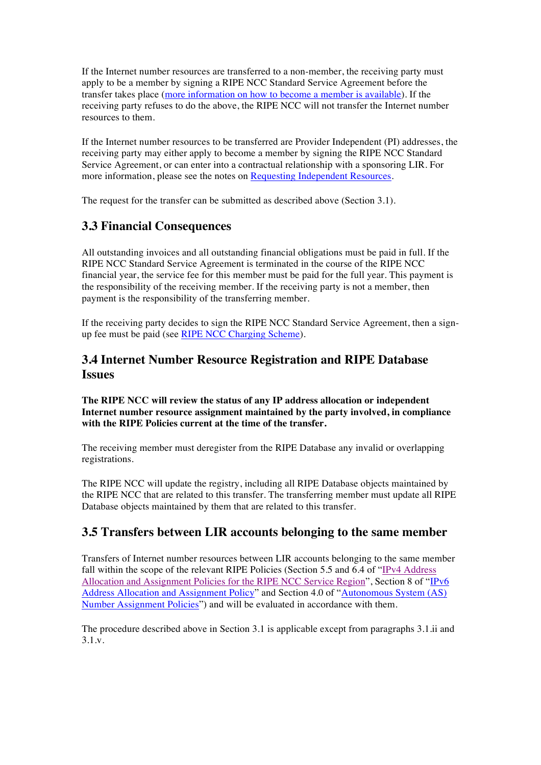If the Internet number resources are transferred to a non-member, the receiving party must apply to be a member by signing a RIPE NCC Standard Service Agreement before the transfer takes place (more information on how to become a member is available). If the receiving party refuses to do the above, the RIPE NCC will not transfer the Internet number resources to them.

If the Internet number resources to be transferred are Provider Independent (PI) addresses, the receiving party may either apply to become a member by signing the RIPE NCC Standard Service Agreement, or can enter into a contractual relationship with a sponsoring LIR. For more information, please see the notes on Requesting Independent Resources.

The request for the transfer can be submitted as described above (Section 3.1).

## 3.3 Financial Consequences

All outstanding invoices and all outstanding financial obligations must be paid in full. If the RIPE NCC Standard Service Agreement is terminated in the course of the RIPE NCC financial year, the service fee for this member must be paid for the full year. This payment is the responsibility of the receiving member. If the receiving party is not a member, then payment is the responsibility of the transferring member.

If the receiving party decides to sign the RIPE NCC Standard Service Agreement, then a sign-up fee must be paid (see RIPE NCC Charging Scheme).

## 3.4 Internet Number Resource Registration and RIPE Database Issues

**The RIPE NCC will review the status of any IP address allocation or independent Internet number resource assignment maintained by the party involved, in compliance with the RIPE Policies current at the time of the transfer.**

The receiving member must deregister from the RIPE Database any invalid or overlapping registrations.

The RIPE NCC will update the registry, including all RIPE Database objects maintained by the RIPE NCC that are related to this transfer. The transferring member must update all RIPE Database objects maintained by them that are related to this transfer.

## 3.5 Transfers between LIR accounts belonging to the same member

Transfers of Internet number resources between LIR accounts belonging to the same member fall within the scope of the relevant RIPE Policies (Section 5.5 and 6.4 of "IPv4 Address Allocation and Assignment Policies for the RIPE NCC Service Region", Section 8 of "IPv6 Address Allocation and Assignment Policy" and Section 4.0 of "Autonomous System (AS) Number Assignment Policies") and will be evaluated in accordance with them.

The procedure described above in Section 3.1 is applicable except from paragraphs 3.1.ii and 3.1.v.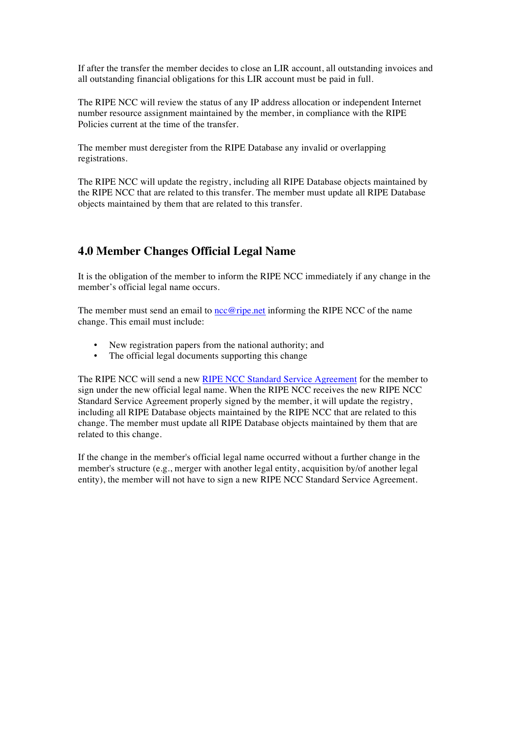If after the transfer the member decides to close an LIR account, all outstanding invoices and all outstanding financial obligations for this LIR account must be paid in full.

The RIPE NCC will review the status of any IP address allocation or independent Internet number resource assignment maintained by the member, in compliance with the RIPE Policies current at the time of the transfer.

The member must deregister from the RIPE Database any invalid or overlapping registrations.

The RIPE NCC will update the registry, including all RIPE Database objects maintained by the RIPE NCC that are related to this transfer. The member must update all RIPE Database objects maintained by them that are related to this transfer.

## 4.0 Member Changes Official Legal Name

It is the obligation of the member to inform the RIPE NCC immediately if any change in the member's official legal name occurs.

The member must send an email to ncc@ripe.net informing the RIPE NCC of the name change. This email must include:

- New registration papers from the national authority; and
- The official legal documents supporting this change

The RIPE NCC will send a new RIPE NCC Standard Service Agreement for the member to sign under the new official legal name. When the RIPE NCC receives the new RIPE NCC Standard Service Agreement properly signed by the member, it will update the registry, including all RIPE Database objects maintained by the RIPE NCC that are related to this change. The member must update all RIPE Database objects maintained by them that are related to this change.

If the change in the member's official legal name occurred without a further change in the member's structure (e.g., merger with another legal entity, acquisition by/of another legal entity), the member will not have to sign a new RIPE NCC Standard Service Agreement.